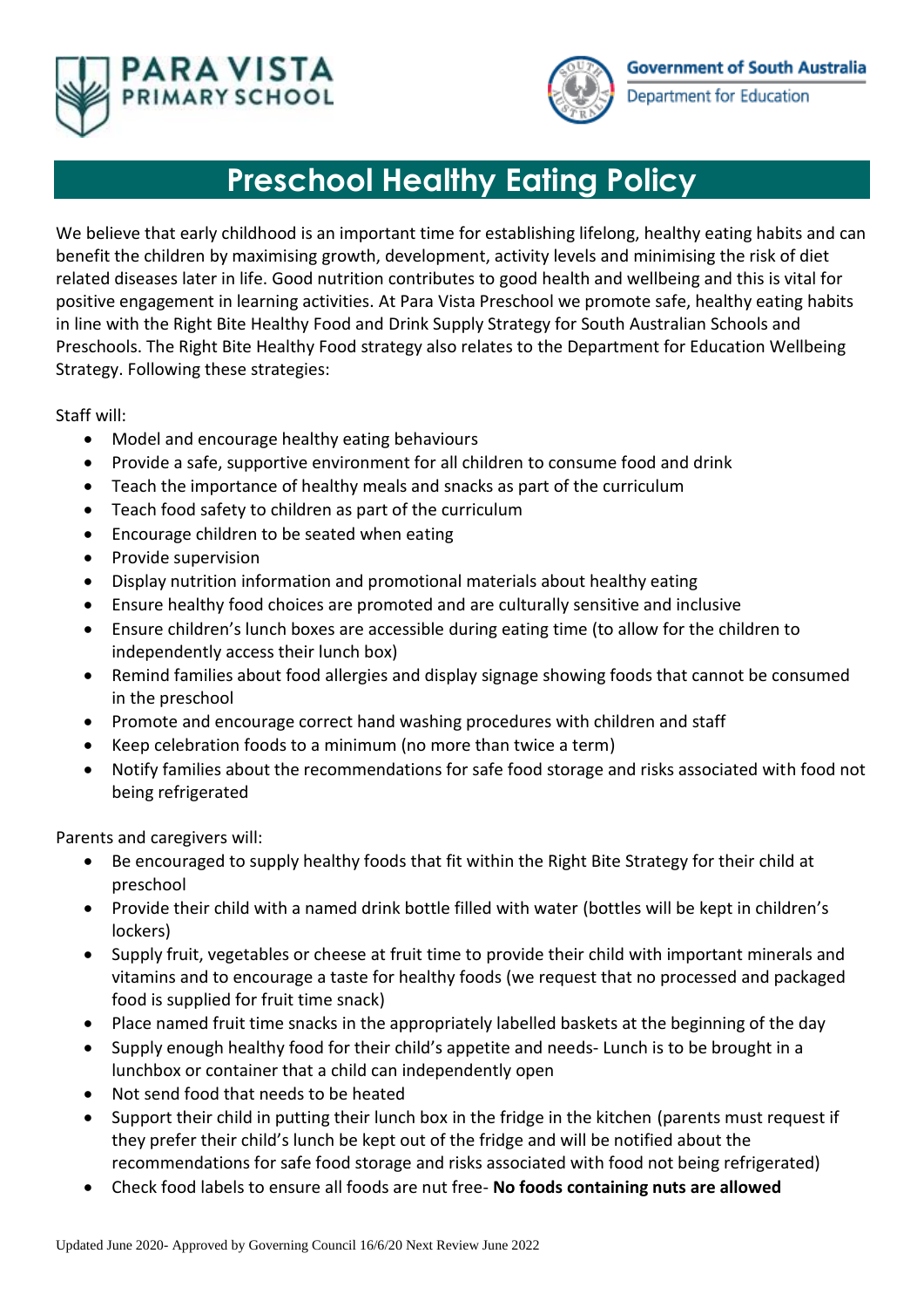PARA VISTA PRIMARY SCHOOL

Government of South Australia
Department for Education

# Preschool Healthy Eating Policy

We believe that early childhood is an important time for establishing lifelong, healthy eating habits and can benefit the children by maximising growth, development, activity levels and minimising the risk of diet related diseases later in life. Good nutrition contributes to good health and wellbeing and this is vital for positive engagement in learning activities. At Para Vista Preschool we promote safe, healthy eating habits in line with the Right Bite Healthy Food and Drink Supply Strategy for South Australian Schools and Preschools. The Right Bite Healthy Food strategy also relates to the Department for Education Wellbeing Strategy. Following these strategies:

Staff will:

- Model and encourage healthy eating behaviours
- Provide a safe, supportive environment for all children to consume food and drink
- Teach the importance of healthy meals and snacks as part of the curriculum
- Teach food safety to children as part of the curriculum
- Encourage children to be seated when eating
- Provide supervision
- Display nutrition information and promotional materials about healthy eating
- Ensure healthy food choices are promoted and are culturally sensitive and inclusive
- Ensure children's lunch boxes are accessible during eating time (to allow for the children to independently access their lunch box)
- Remind families about food allergies and display signage showing foods that cannot be consumed in the preschool
- Promote and encourage correct hand washing procedures with children and staff
- Keep celebration foods to a minimum (no more than twice a term)
- Notify families about the recommendations for safe food storage and risks associated with food not being refrigerated

Parents and caregivers will:

- Be encouraged to supply healthy foods that fit within the Right Bite Strategy for their child at preschool
- Provide their child with a named drink bottle filled with water (bottles will be kept in children's lockers)
- Supply fruit, vegetables or cheese at fruit time to provide their child with important minerals and vitamins and to encourage a taste for healthy foods (we request that no processed and packaged food is supplied for fruit time snack)
- Place named fruit time snacks in the appropriately labelled baskets at the beginning of the day
- Supply enough healthy food for their child's appetite and needs- Lunch is to be brought in a lunchbox or container that a child can independently open
- Not send food that needs to be heated
- Support their child in putting their lunch box in the fridge in the kitchen (parents must request if they prefer their child's lunch be kept out of the fridge and will be notified about the recommendations for safe food storage and risks associated with food not being refrigerated)
- Check food labels to ensure all foods are nut free- **No foods containing nuts are allowed**

Updated June 2020- Approved by Governing Council 16/6/20 Next Review June 2022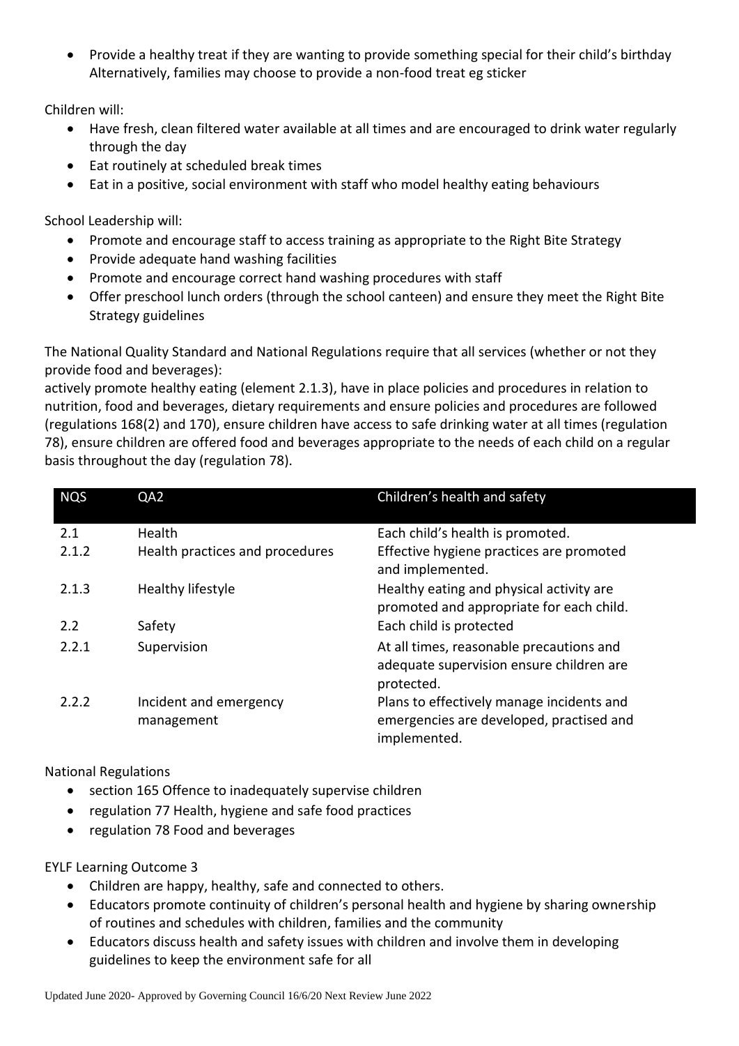- Provide a healthy treat if they are wanting to provide something special for their child's birthday Alternatively, families may choose to provide a non-food treat eg sticker

Children will:

- Have fresh, clean filtered water available at all times and are encouraged to drink water regularly through the day
- Eat routinely at scheduled break times
- Eat in a positive, social environment with staff who model healthy eating behaviours

School Leadership will:

- Promote and encourage staff to access training as appropriate to the Right Bite Strategy
- Provide adequate hand washing facilities
- Promote and encourage correct hand washing procedures with staff
- Offer preschool lunch orders (through the school canteen) and ensure they meet the Right Bite Strategy guidelines

The National Quality Standard and National Regulations require that all services (whether or not they provide food and beverages):
actively promote healthy eating (element 2.1.3), have in place policies and procedures in relation to nutrition, food and beverages, dietary requirements and ensure policies and procedures are followed (regulations 168(2) and 170), ensure children have access to safe drinking water at all times (regulation 78), ensure children are offered food and beverages appropriate to the needs of each child on a regular basis throughout the day (regulation 78).

| NQS | QA2 | Children's health and safety |
|---|---|---|
| 2.1 | Health | Each child's health is promoted. |
| 2.1.2 | Health practices and procedures | Effective hygiene practices are promoted and implemented. |
| 2.1.3 | Healthy lifestyle | Healthy eating and physical activity are promoted and appropriate for each child. |
| 2.2 | Safety | Each child is protected |
| 2.2.1 | Supervision | At all times, reasonable precautions and adequate supervision ensure children are protected. |
| 2.2.2 | Incident and emergency management | Plans to effectively manage incidents and emergencies are developed, practised and implemented. |

National Regulations

- section 165 Offence to inadequately supervise children
- regulation 77 Health, hygiene and safe food practices
- regulation 78 Food and beverages

EYLF Learning Outcome 3

- Children are happy, healthy, safe and connected to others.
- Educators promote continuity of children's personal health and hygiene by sharing ownership of routines and schedules with children, families and the community
- Educators discuss health and safety issues with children and involve them in developing guidelines to keep the environment safe for all

Updated June 2020- Approved by Governing Council 16/6/20 Next Review June 2022